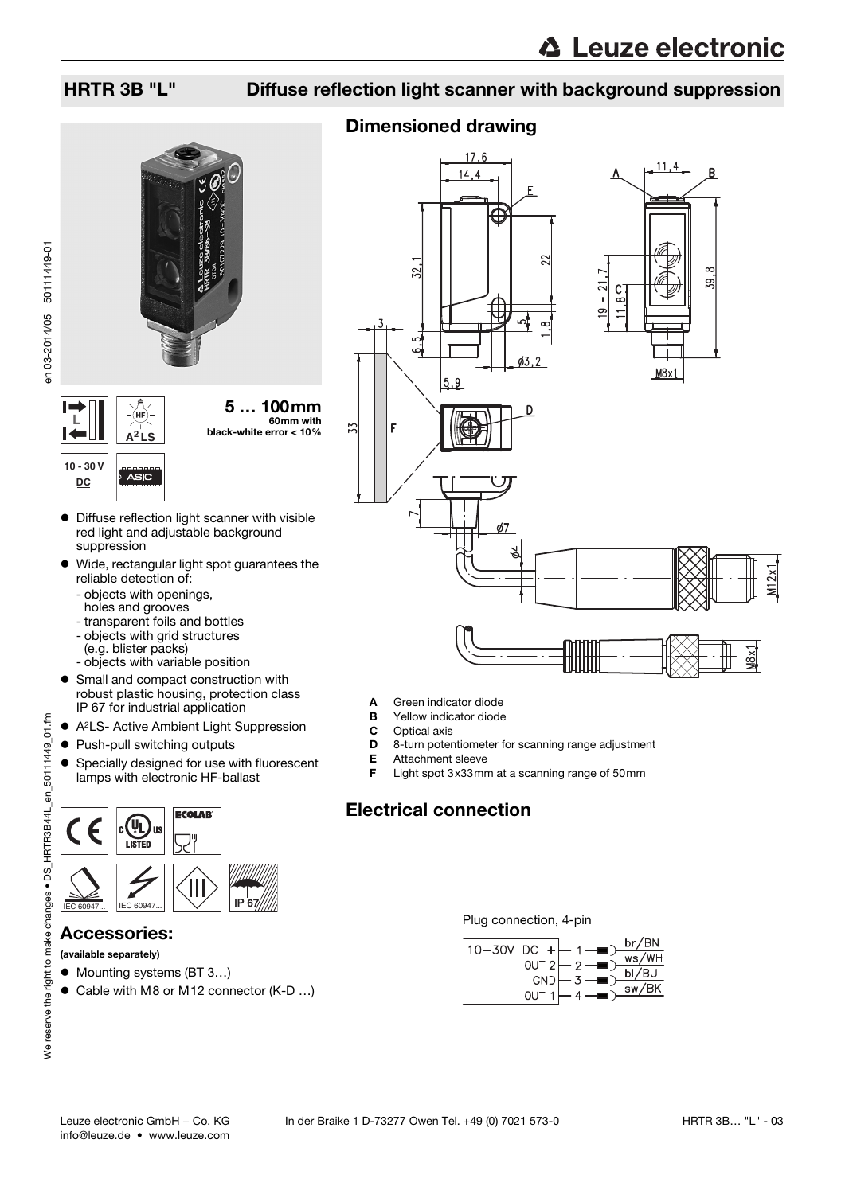## HRTR 3B "L" Diffuse reflection light scanner with background suppression

**5 … 100mm**
60mm with black-white error < 10%

10 - 30 V DC

- Diffuse reflection light scanner with visible red light and adjustable background suppression
- Wide, rectangular light spot guarantees the reliable detection of:
  - objects with openings, holes and grooves
  - transparent foils and bottles
  - objects with grid structures (e.g. blister packs)
  - objects with variable position
- Small and compact construction with robust plastic housing, protection class IP 67 for industrial application
- A²LS- Active Ambient Light Suppression
- Push-pull switching outputs
- Specially designed for use with fluorescent lamps with electronic HF-ballast

## Accessories:

**(available separately)**

- Mounting systems (BT 3…)
- Cable with M8 or M12 connector (K-D …)

## Dimensioned drawing

- **A** Green indicator diode
- **B** Yellow indicator diode
- **C** Optical axis
- **D** 8-turn potentiometer for scanning range adjustment
- **E** Attachment sleeve
- **F** Light spot 3x33mm at a scanning range of 50mm

## Electrical connection

Plug connection, 4-pin

| Signal | Pin | Colour |
|---|---|---|
| 10–30V DC + | 1 | br/BN |
| OUT 2 | 2 | ws/WH |
| GND | 3 | bl/BU |
| OUT 1 | 4 | sw/BK |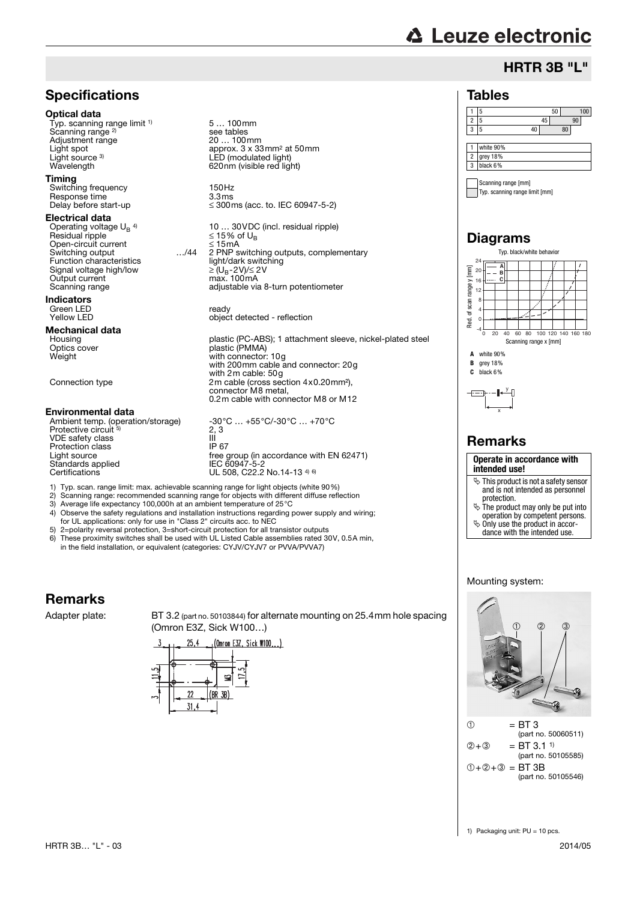# HRTR 3B "L"

## Specifications

### Optical data

| | | |
|---|---|---|
| Typ. scanning range limit [1] | | 5 … 100mm |
| Scanning range [2] | | see tables |
| Adjustment range | | 20 … 100mm |
| Light spot | | approx. 3 x 33mm² at 50mm |
| Light source [3] | | LED (modulated light) |
| Wavelength | | 620nm (visible red light) |

### Timing

| | | |
|---|---|---|
| Switching frequency | | 150Hz |
| Response time | | 3.3ms |
| Delay before start-up | | ≤ 300ms (acc. to. IEC 60947-5-2) |

### Electrical data

| | | |
|---|---|---|
| Operating voltage $U_B$ [4] | | 10 … 30VDC (incl. residual ripple) |
| Residual ripple | | ≤ 15% of $U_B$ |
| Open-circuit current | | ≤ 15mA |
| Switching output | …/44 | 2 PNP switching outputs, complementary |
| Function characteristics | | light/dark switching |
| Signal voltage high/low | | ≥ ($U_B$-2V)/≤ 2V |
| Output current | | max. 100mA |
| Scanning range | | adjustable via 8-turn potentiometer |

### Indicators

| | | |
|---|---|---|
| Green LED | | ready |
| Yellow LED | | object detected - reflection |

### Mechanical data

| | | |
|---|---|---|
| Housing | | plastic (PC-ABS); 1 attachment sleeve, nickel-plated steel |
| Optics cover | | plastic (PMMA) |
| Weight | | with connector: 10g<br>with 200mm cable and connector: 20g<br>with 2m cable: 50g |
| Connection type | | 2m cable (cross section 4x0.20mm²),<br>connector M8 metal,<br>0.2m cable with connector M8 or M12 |

### Environmental data

| | | |
|---|---|---|
| Ambient temp. (operation/storage) | | -30°C … +55°C/-30°C … +70°C |
| Protective circuit [5] | | 2, 3 |
| VDE safety class | | III |
| Protection class | | IP 67 |
| Light source | | free group (in accordance with EN 62471) |
| Standards applied | | IEC 60947-5-2 |
| Certifications | | UL 508, C22.2 No.14-13 [4] [6] |

1) Typ. scan. range limit: max. achievable scanning range for light objects (white 90%)
2) Scanning range: recommended scanning range for objects with different diffuse reflection
3) Average life expectancy 100,000h at an ambient temperature of 25°C
4) Observe the safety regulations and installation instructions regarding power supply and wiring; for UL applications: only for use in "Class 2" circuits acc. to NEC
5) 2=polarity reversal protection, 3=short-circuit protection for all transistor outputs
6) These proximity switches shall be used with UL Listed Cable assemblies rated 30V, 0.5A min, in the field installation, or equivalent (categories: CYJV/CYJV7 or PVVA/PVVA7)

## Tables

| | Scanning range [mm] | Typ. scanning range limit [mm] |
|---|---|---|
| 1 | 5 … 50 | 100 |
| 2 | 5 … 45 | 90 |
| 3 | 5 … 40 | 80 |

| | |
|---|---|
| 1 | white 90% |
| 2 | grey 18% |
| 3 | black 6% |

## Diagrams

Typ. black/white behavior

A white 90%
B grey 18%
C black 6%

## Remarks

**Operate in accordance with intended use!**

- This product is not a safety sensor and is not intended as personnel protection.
- The product may only be put into operation by competent persons.
- Only use the product in accordance with the intended use.

Mounting system:

| | |
|---|---|
| ① | = BT 3 (part no. 50060511) |
| ②+③ | = BT 3.1 [1] (part no. 50105585) |
| ①+②+③ | = BT 3B (part no. 50105546) |

1) Packaging unit: PU = 10 pcs.

## Remarks

Adapter plate: BT 3.2 (part no. 50103844) for alternate mounting on 25.4mm hole spacing (Omron E3Z, Sick W100…)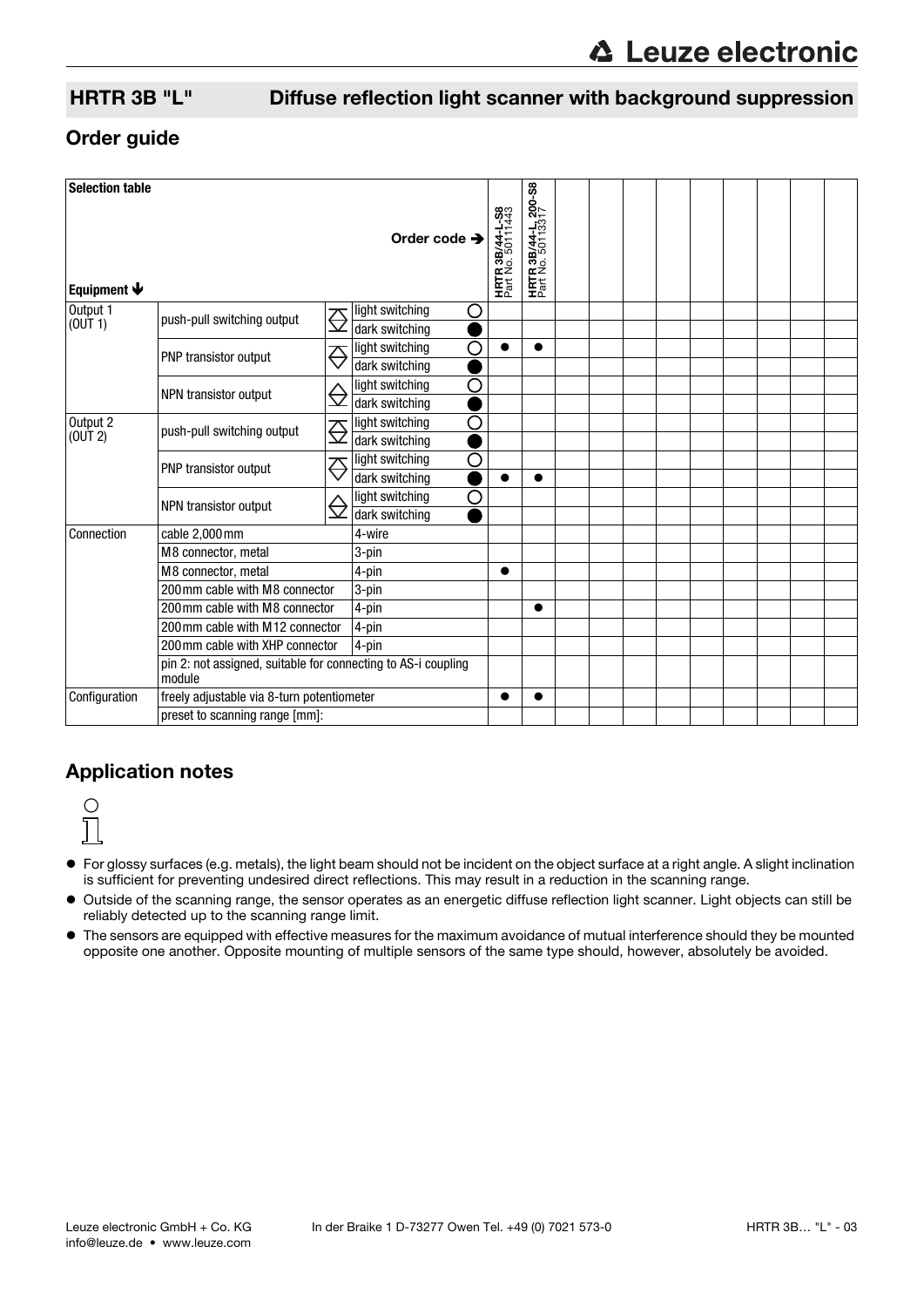## HRTR 3B "L" Diffuse reflection light scanner with background suppression

## Order guide

| Selection table<br>Equipment ↓ | | | Order code → | HRTR 3B/44-L-S8<br>Part No. 50111443 | HRTR 3B/44-L,200-S8<br>Part No. 50113317 | | | | | | | | | |
|---|---|---|---|---|---|---|---|---|---|---|---|---|---|---|
| Output 1 (OUT 1) | push-pull switching output | light switching | ○ | | | | | | | | | | | |
| | | dark switching | ● | | | | | | | | | | | |
| | PNP transistor output | light switching | ○ | ● | ● | | | | | | | | | |
| | | dark switching | ● | | | | | | | | | | | |
| | NPN transistor output | light switching | ○ | | | | | | | | | | | |
| | | dark switching | ● | | | | | | | | | | | |
| Output 2 (OUT 2) | push-pull switching output | light switching | ○ | | | | | | | | | | | |
| | | dark switching | ● | | | | | | | | | | | |
| | PNP transistor output | light switching | ○ | | | | | | | | | | | |
| | | dark switching | ● | ● | ● | | | | | | | | | |
| | NPN transistor output | light switching | ○ | | | | | | | | | | | |
| | | dark switching | ● | | | | | | | | | | | |
| Connection | cable 2,000mm | 4-wire | | | | | | | | | | | | |
| | M8 connector, metal | 3-pin | | | | | | | | | | | | |
| | M8 connector, metal | 4-pin | | ● | | | | | | | | | | |
| | 200mm cable with M8 connector | 3-pin | | | | | | | | | | | | |
| | 200mm cable with M8 connector | 4-pin | | | ● | | | | | | | | | |
| | 200mm cable with M12 connector | 4-pin | | | | | | | | | | | | |
| | 200mm cable with XHP connector | 4-pin | | | | | | | | | | | | |
| | pin 2: not assigned, suitable for connecting to AS-i coupling module | | | | | | | | | | | | | |
| Configuration | freely adjustable via 8-turn potentiometer | | | ● | ● | | | | | | | | | |
| | preset to scanning range [mm]: | | | | | | | | | | | | | |

## Application notes

- For glossy surfaces (e.g. metals), the light beam should not be incident on the object surface at a right angle. A slight inclination is sufficient for preventing undesired direct reflections. This may result in a reduction in the scanning range.
- Outside of the scanning range, the sensor operates as an energetic diffuse reflection light scanner. Light objects can still be reliably detected up to the scanning range limit.
- The sensors are equipped with effective measures for the maximum avoidance of mutual interference should they be mounted opposite one another. Opposite mounting of multiple sensors of the same type should, however, absolutely be avoided.